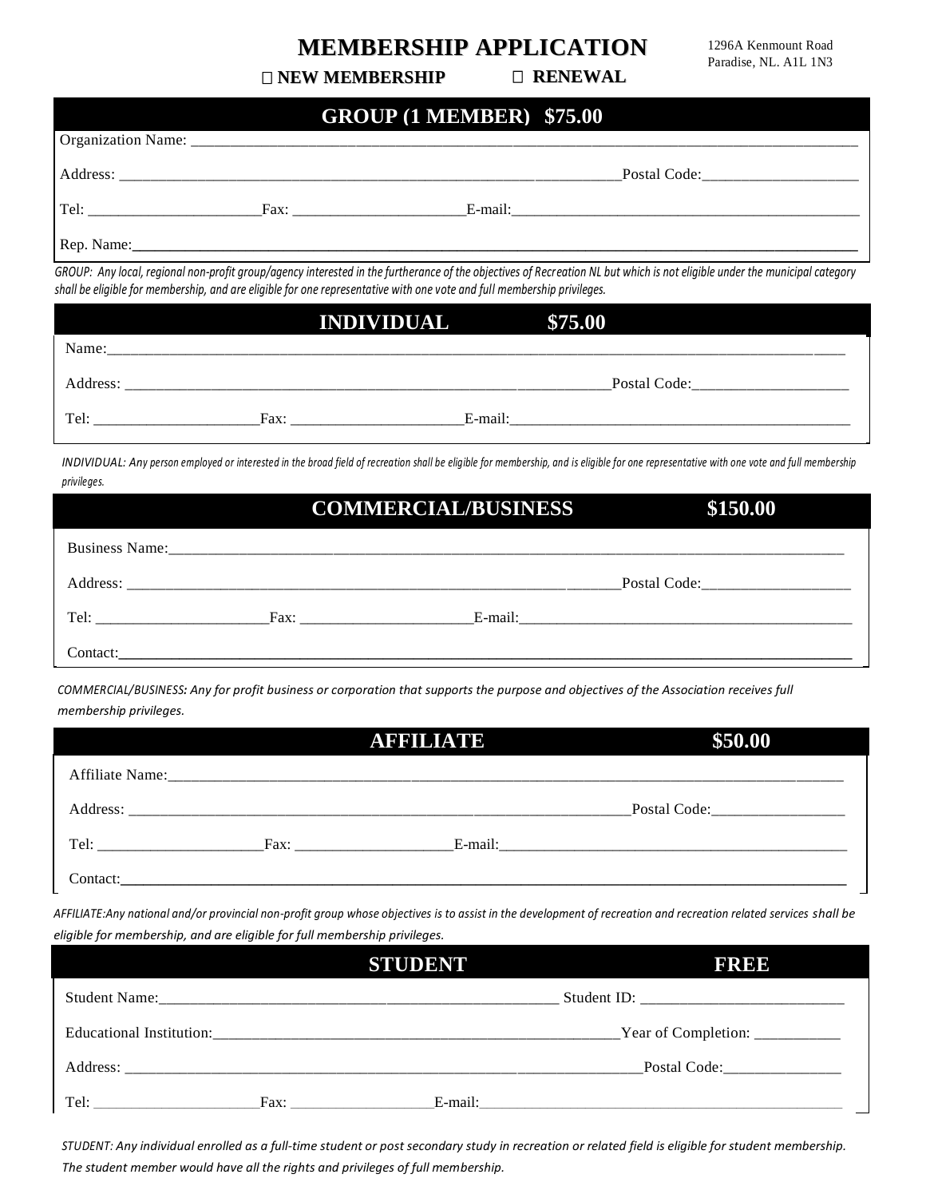# MEMBERSHIP APPLICATION

1296A Kenmount Road
Paradise, NL. A1L 1N3

☐ NEW MEMBERSHIP ☐ RENEWAL

## GROUP (1 MEMBER) $75.00

Organization Name: ______________________________________________

Address: ______________________________________ Postal Code: ______________

Tel: ______________ Fax: ______________ E-mail: ______________________

Rep. Name: ______________________________________________

*GROUP: Any local, regional non-profit group/agency interested in the furtherance of the objectives of Recreation NL but which is not eligible under the municipal category shall be eligible for membership, and are eligible for one representative with one vote and full membership privileges.*

## INDIVIDUAL $75.00

Name: ______________________________________________

Address: ______________________________________ Postal Code: ______________

Tel: ______________ Fax: ______________ E-mail: ______________________

*INDIVIDUAL: Any person employed or interested in the broad field of recreation shall be eligible for membership, and is eligible for one representative with one vote and full membership privileges.*

## COMMERCIAL/BUSINESS $150.00

Business Name: ______________________________________________

Address: ______________________________________ Postal Code: ______________

Tel: ______________ Fax: ______________ E-mail: ______________________

Contact: ______________________________________________

*COMMERCIAL/BUSINESS: Any for profit business or corporation that supports the purpose and objectives of the Association receives full membership privileges.*

## AFFILIATE $50.00

Affiliate Name: ______________________________________________

Address: ______________________________________ Postal Code: ______________

Tel: ______________ Fax: ______________ E-mail: ______________________

Contact: ______________________________________________

*AFFILIATE:Any national and/or provincial non-profit group whose objectives is to assist in the development of recreation and recreation related services shall be eligible for membership, and are eligible for full membership privileges.*

## STUDENT FREE

Student Name: ______________________________ Student ID: ______________

Educational Institution: ______________________________ Year of Completion: __________

Address: ______________________________________ Postal Code: ______________

Tel: ______________ Fax: ______________ E-mail: ______________________

*STUDENT: Any individual enrolled as a full-time student or post secondary study in recreation or related field is eligible for student membership. The student member would have all the rights and privileges of full membership.*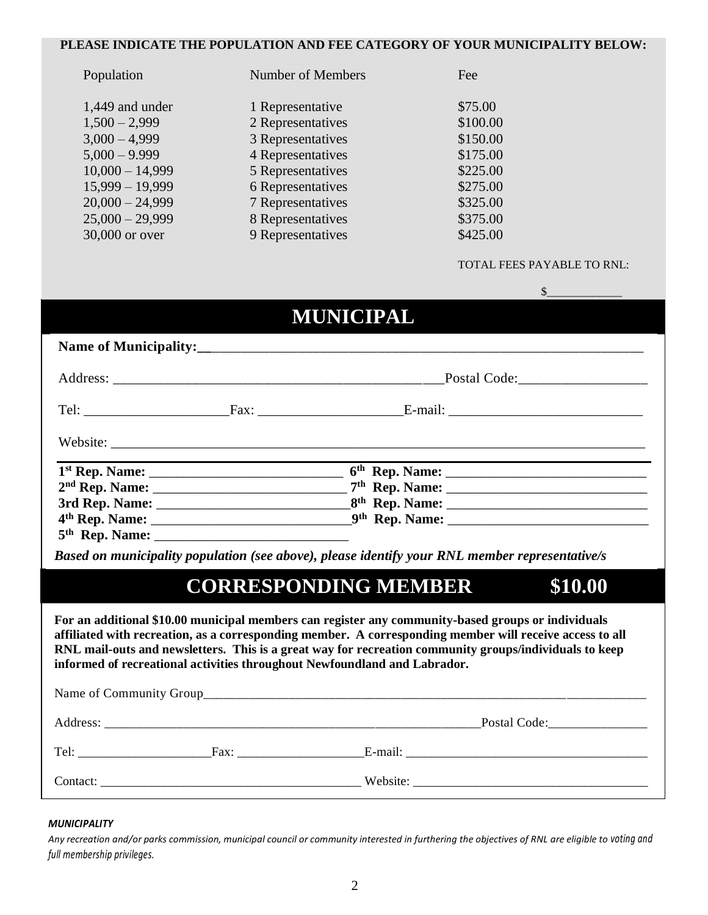**PLEASE INDICATE THE POPULATION AND FEE CATEGORY OF YOUR MUNICIPALITY BELOW:**

| Population | Number of Members | Fee |
|---|---|---|
| 1,449 and under | 1 Representative | $75.00 |
| 1,500 – 2,999 | 2 Representatives | $100.00 |
| 3,000 – 4,999 | 3 Representatives | $150.00 |
| 5,000 – 9.999 | 4 Representatives | $175.00 |
| 10,000 – 14,999 | 5 Representatives | $225.00 |
| 15,999 – 19,999 | 6 Representatives | $275.00 |
| 20,000 – 24,999 | 7 Representatives | $325.00 |
| 25,000 – 29,999 | 8 Representatives | $375.00 |
| 30,000 or over | 9 Representatives | $425.00 |

TOTAL FEES PAYABLE TO RNL:

$____________

# MUNICIPAL

**Name of Municipality:**__________________________________________________________________

Address: _______________________________________________Postal Code:__________________

Tel: ____________________Fax: ____________________E-mail: ___________________________

Website: ______________________________________________________________________________

**1st Rep. Name:** ___________________________ **6th Rep. Name:** ____________________________

**2nd Rep. Name:** ___________________________ **7th Rep. Name:** ____________________________

**3rd Rep. Name:** ___________________________**8th Rep. Name:** ____________________________

**4th Rep. Name:** ____________________________**9th Rep. Name:** ____________________________

**5th Rep. Name:** ___________________________

***Based on municipality population (see above), please identify your RNL member representative/s***

# CORRESPONDING MEMBER $10.00

**For an additional $10.00 municipal members can register any community-based groups or individuals affiliated with recreation, as a corresponding member. A corresponding member will receive access to all RNL mail-outs and newsletters. This is a great way for recreation community groups/individuals to keep informed of recreational activities throughout Newfoundland and Labrador.**

Name of Community Group______________________________________________________________

Address: _________________________________________________________Postal Code:_______________

Tel: ____________________Fax: ___________________E-mail: _____________________________________

Contact: _______________________________________ Website: ___________________________________

***MUNICIPALITY***

*Any recreation and/or parks commission, municipal council or community interested in furthering the objectives of RNL are eligible to voting and full membership privileges.*